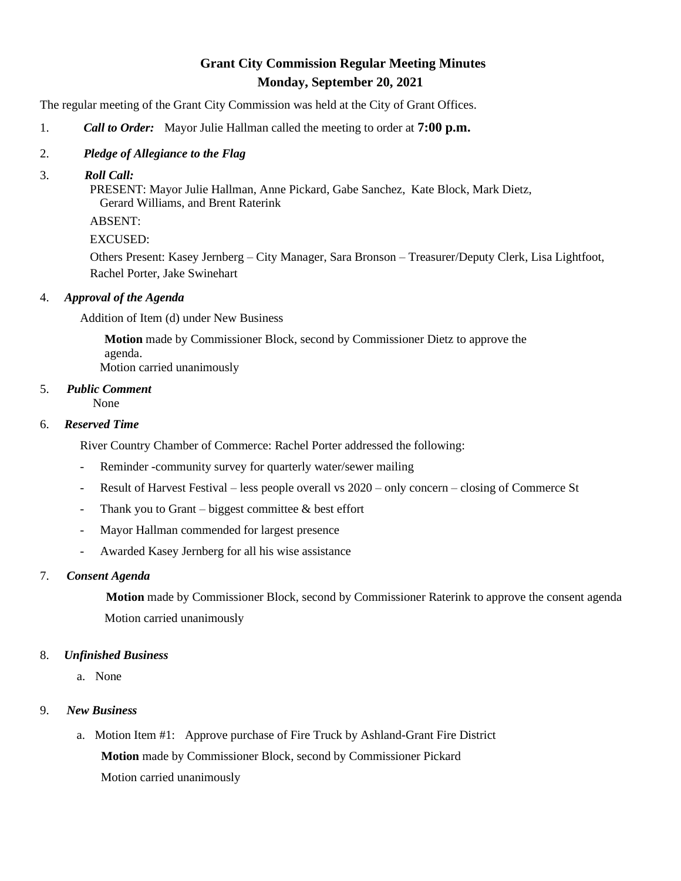# Grant City Commission Regular Meeting Minutes

## Monday, September 20, 2021

The regular meeting of the Grant City Commission was held at the City of Grant Offices.

1. ***Call to Order:*** Mayor Julie Hallman called the meeting to order at **7:00 p.m.**

2. ***Pledge of Allegiance to the Flag***

3. ***Roll Call:***

   PRESENT: Mayor Julie Hallman, Anne Pickard, Gabe Sanchez, Kate Block, Mark Dietz, Gerard Williams, and Brent Raterink

   ABSENT:

   EXCUSED:

   Others Present: Kasey Jernberg – City Manager, Sara Bronson – Treasurer/Deputy Clerk, Lisa Lightfoot, Rachel Porter, Jake Swinehart

4. ***Approval of the Agenda***

   Addition of Item (d) under New Business

   **Motion** made by Commissioner Block, second by Commissioner Dietz to approve the agenda.
   Motion carried unanimously

5. ***Public Comment***

   None

6. ***Reserved Time***

   River Country Chamber of Commerce: Rachel Porter addressed the following:

   - Reminder -community survey for quarterly water/sewer mailing
   - Result of Harvest Festival – less people overall vs 2020 – only concern – closing of Commerce St
   - Thank you to Grant – biggest committee & best effort
   - Mayor Hallman commended for largest presence
   - Awarded Kasey Jernberg for all his wise assistance

7. ***Consent Agenda***

   **Motion** made by Commissioner Block, second by Commissioner Raterink to approve the consent agenda
   Motion carried unanimously

8. ***Unfinished Business***

   a. None

9. ***New Business***

   a. Motion Item #1: Approve purchase of Fire Truck by Ashland-Grant Fire District

      **Motion** made by Commissioner Block, second by Commissioner Pickard

      Motion carried unanimously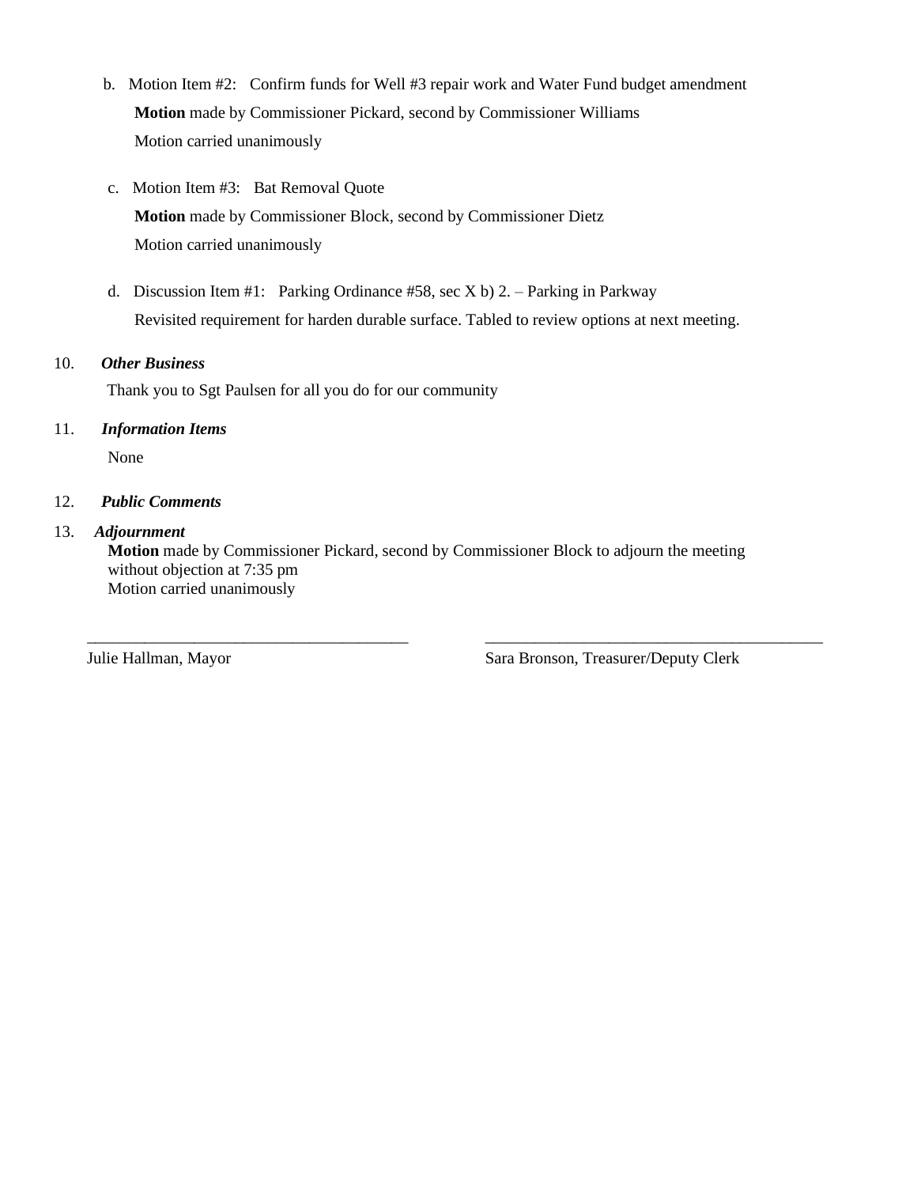b. Motion Item #2: Confirm funds for Well #3 repair work and Water Fund budget amendment

**Motion** made by Commissioner Pickard, second by Commissioner Williams

Motion carried unanimously

c. Motion Item #3: Bat Removal Quote

**Motion** made by Commissioner Block, second by Commissioner Dietz

Motion carried unanimously

d. Discussion Item #1: Parking Ordinance #58, sec X b) 2. – Parking in Parkway

Revisited requirement for harden durable surface. Tabled to review options at next meeting.

10. ***Other Business***

Thank you to Sgt Paulsen for all you do for our community

11. ***Information Items***

None

12. ***Public Comments***

13. ***Adjournment***

**Motion** made by Commissioner Pickard, second by Commissioner Block to adjourn the meeting without objection at 7:35 pm

Motion carried unanimously

_______________________________________ _________________________________________

Julie Hallman, Mayor Sara Bronson, Treasurer/Deputy Clerk